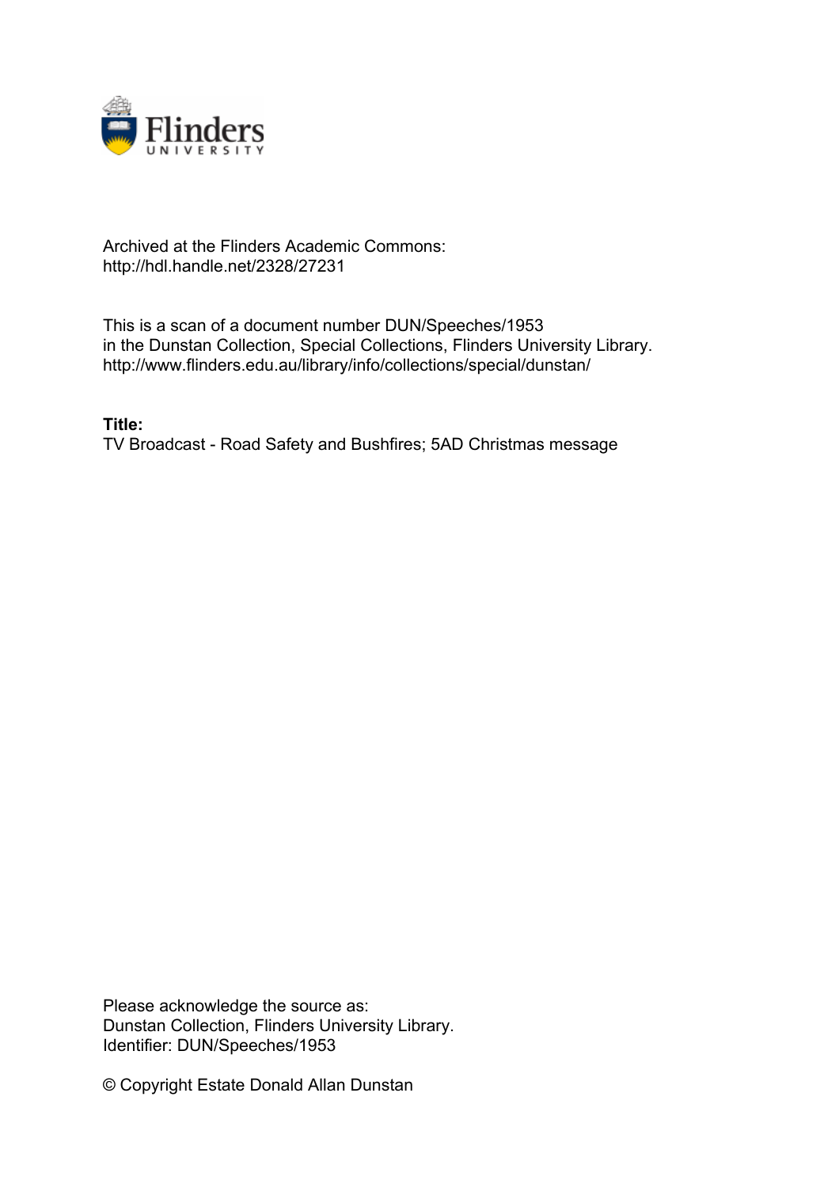Archived at the Flinders Academic Commons:
http://hdl.handle.net/2328/27231

This is a scan of a document number DUN/Speeches/1953
in the Dunstan Collection, Special Collections, Flinders University Library.
http://www.flinders.edu.au/library/info/collections/special/dunstan/

**Title:**
TV Broadcast - Road Safety and Bushfires; 5AD Christmas message

Please acknowledge the source as:
Dunstan Collection, Flinders University Library.
Identifier: DUN/Speeches/1953

© Copyright Estate Donald Allan Dunstan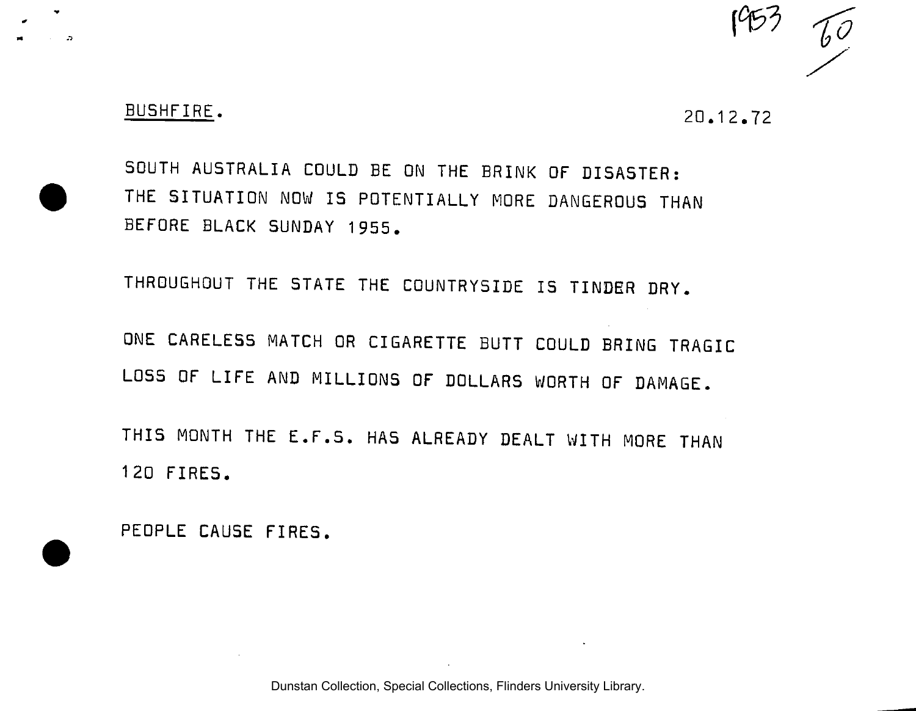<u>BUSHFIRE</u>. 20.12.72

SOUTH AUSTRALIA COULD BE ON THE BRINK OF DISASTER: THE SITUATION NOW IS POTENTIALLY MORE DANGEROUS THAN BEFORE BLACK SUNDAY 1955.

THROUGHOUT THE STATE THE COUNTRYSIDE IS TINDER DRY.

ONE CARELESS MATCH OR CIGARETTE BUTT COULD BRING TRAGIC LOSS OF LIFE AND MILLIONS OF DOLLARS WORTH OF DAMAGE.

THIS MONTH THE E.F.S. HAS ALREADY DEALT WITH MORE THAN 120 FIRES.

PEOPLE CAUSE FIRES.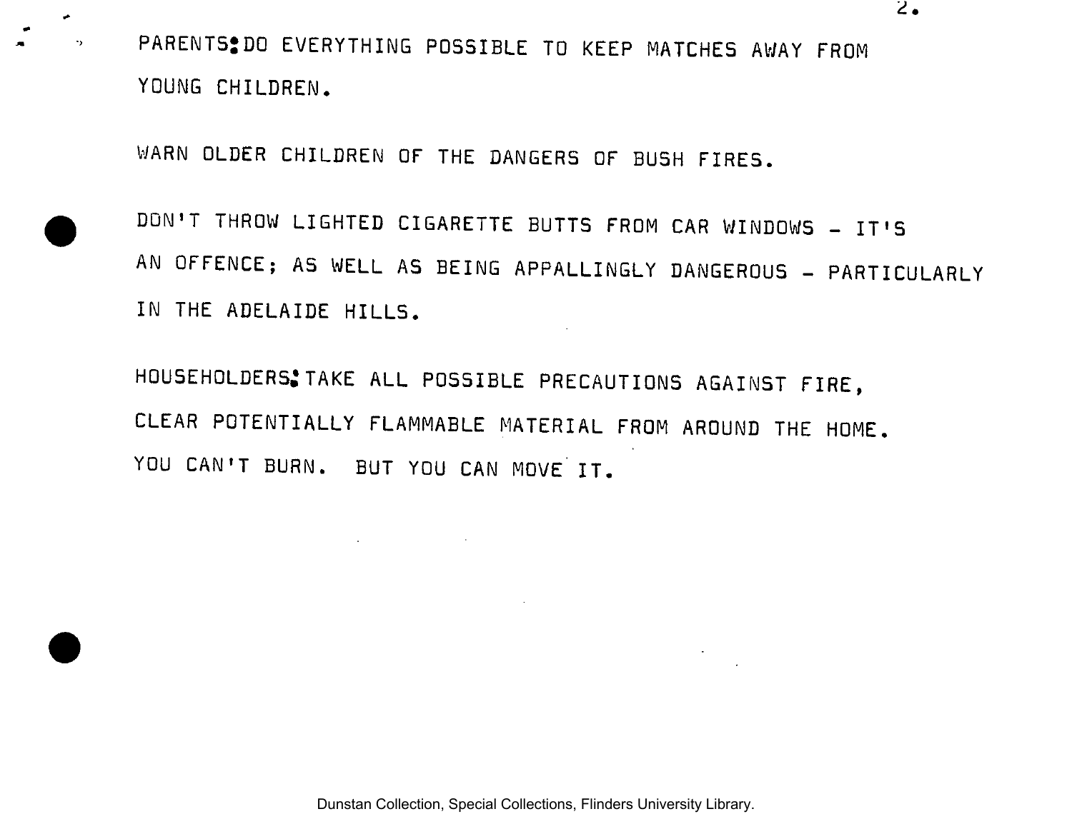PARENTS: DO EVERYTHING POSSIBLE TO KEEP MATCHES AWAY FROM YOUNG CHILDREN.

WARN OLDER CHILDREN OF THE DANGERS OF BUSH FIRES.

DON'T THROW LIGHTED CIGARETTE BUTTS FROM CAR WINDOWS - IT'S AN OFFENCE; AS WELL AS BEING APPALLINGLY DANGEROUS - PARTICULARLY IN THE ADELAIDE HILLS.

HOUSEHOLDERS: TAKE ALL POSSIBLE PRECAUTIONS AGAINST FIRE, CLEAR POTENTIALLY FLAMMABLE MATERIAL FROM AROUND THE HOME. YOU CAN'T BURN. BUT YOU CAN MOVE IT.

Dunstan Collection, Special Collections, Flinders University Library.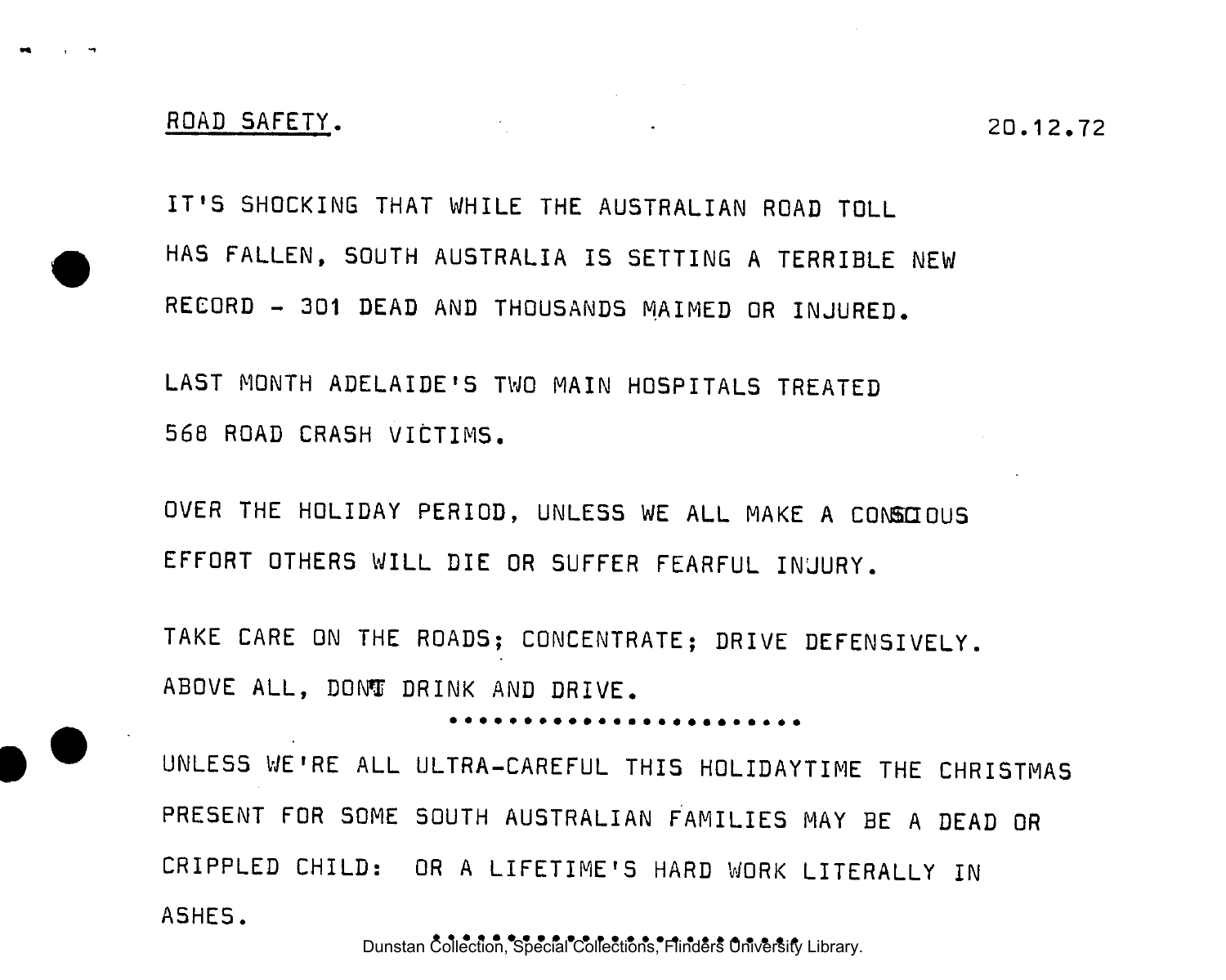ROAD SAFETY. 20.12.72

IT'S SHOCKING THAT WHILE THE AUSTRALIAN ROAD TOLL HAS FALLEN, SOUTH AUSTRALIA IS SETTING A TERRIBLE NEW RECORD - 301 DEAD AND THOUSANDS MAIMED OR INJURED.

LAST MONTH ADELAIDE'S TWO MAIN HOSPITALS TREATED 568 ROAD CRASH VICTIMS.

OVER THE HOLIDAY PERIOD, UNLESS WE ALL MAKE A CONSCIOUS EFFORT OTHERS WILL DIE OR SUFFER FEARFUL INJURY.

TAKE CARE ON THE ROADS; CONCENTRATE; DRIVE DEFENSIVELY. ABOVE ALL, DONT DRINK AND DRIVE.

.......................

UNLESS WE'RE ALL ULTRA-CAREFUL THIS HOLIDAYTIME THE CHRISTMAS PRESENT FOR SOME SOUTH AUSTRALIAN FAMILIES MAY BE A DEAD OR CRIPPLED CHILD: OR A LIFETIME'S HARD WORK LITERALLY IN ASHES.

.........................

Dunstan Collection, Special Collections, Flinders University Library.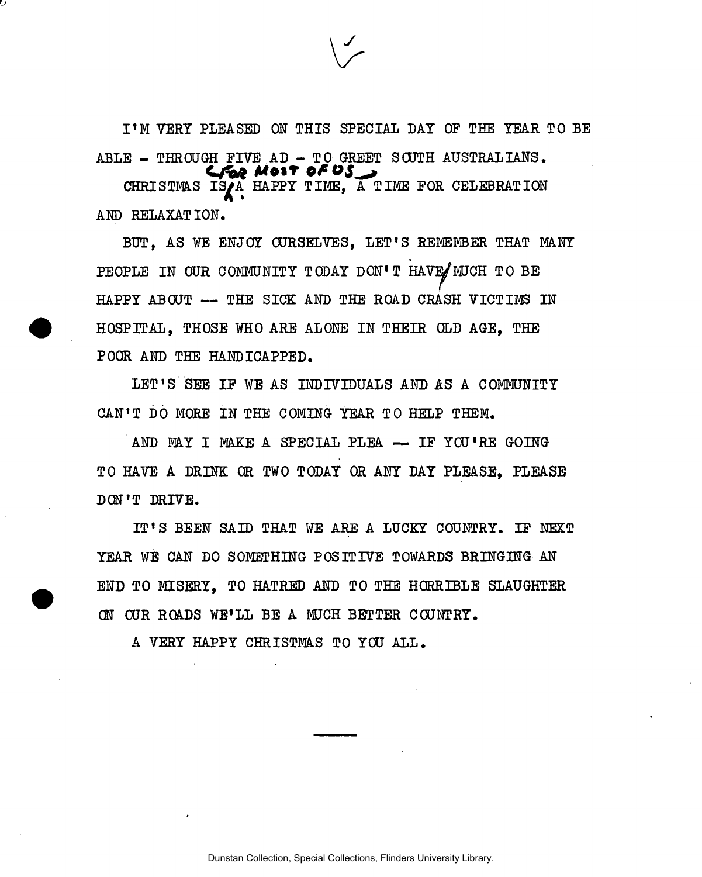I'M VERY PLEASED ON THIS SPECIAL DAY OF THE YEAR TO BE ABLE - THROUGH FIVE AD - TO GREET SOUTH AUSTRALIANS.

CHRISTMAS IS, FOR MOST OF US, A HAPPY TIME, A TIME FOR CELEBRATION AND RELAXATION.

BUT, AS WE ENJOY OURSELVES, LET'S REMEMBER THAT MANY PEOPLE IN OUR COMMUNITY TODAY DON'T HAVE MUCH TO BE HAPPY ABOUT -- THE SICK AND THE ROAD CRASH VICTIMS IN HOSPITAL, THOSE WHO ARE ALONE IN THEIR OLD AGE, THE POOR AND THE HANDICAPPED.

LET'S SEE IF WE AS INDIVIDUALS AND AS A COMMUNITY CAN'T DO MORE IN THE COMING YEAR TO HELP THEM.

AND MAY I MAKE A SPECIAL PLEA -- IF YOU'RE GOING TO HAVE A DRINK OR TWO TODAY OR ANY DAY PLEASE, PLEASE DON'T DRIVE.

IT'S BEEN SAID THAT WE ARE A LUCKY COUNTRY. IF NEXT YEAR WE CAN DO SOMETHING POSITIVE TOWARDS BRINGING AN END TO MISERY, TO HATRED AND TO THE HORRIBLE SLAUGHTER ON OUR ROADS WE'LL BE A MUCH BETTER COUNTRY.

A VERY HAPPY CHRISTMAS TO YOU ALL.

---